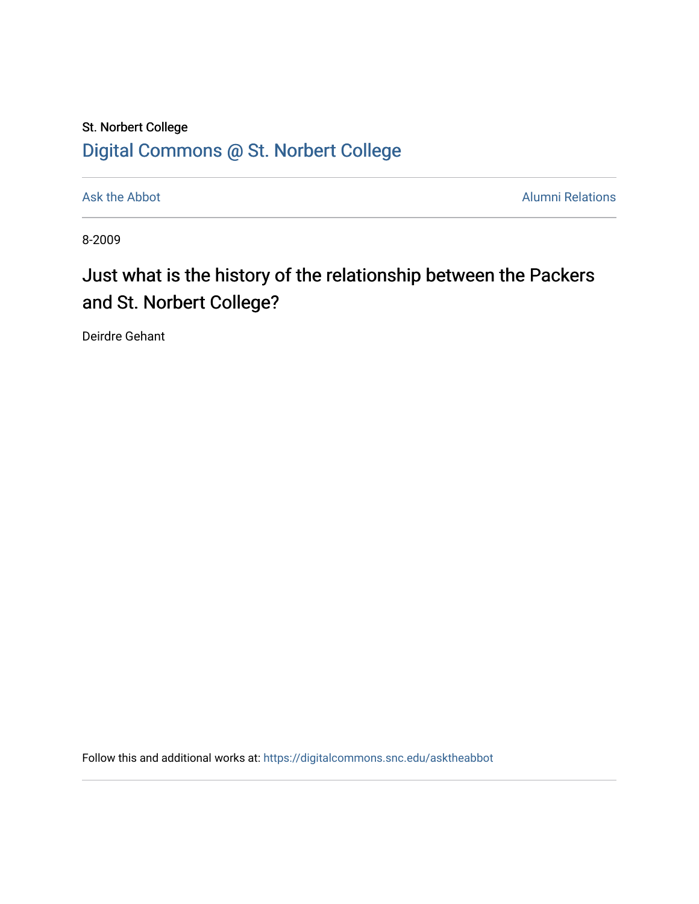St. Norbert College

# Digital Commons @ St. Norbert College

Ask the Abbot | Alumni Relations

8-2009

## Just what is the history of the relationship between the Packers and St. Norbert College?

Deirdre Gehant

Follow this and additional works at: https://digitalcommons.snc.edu/asktheabbot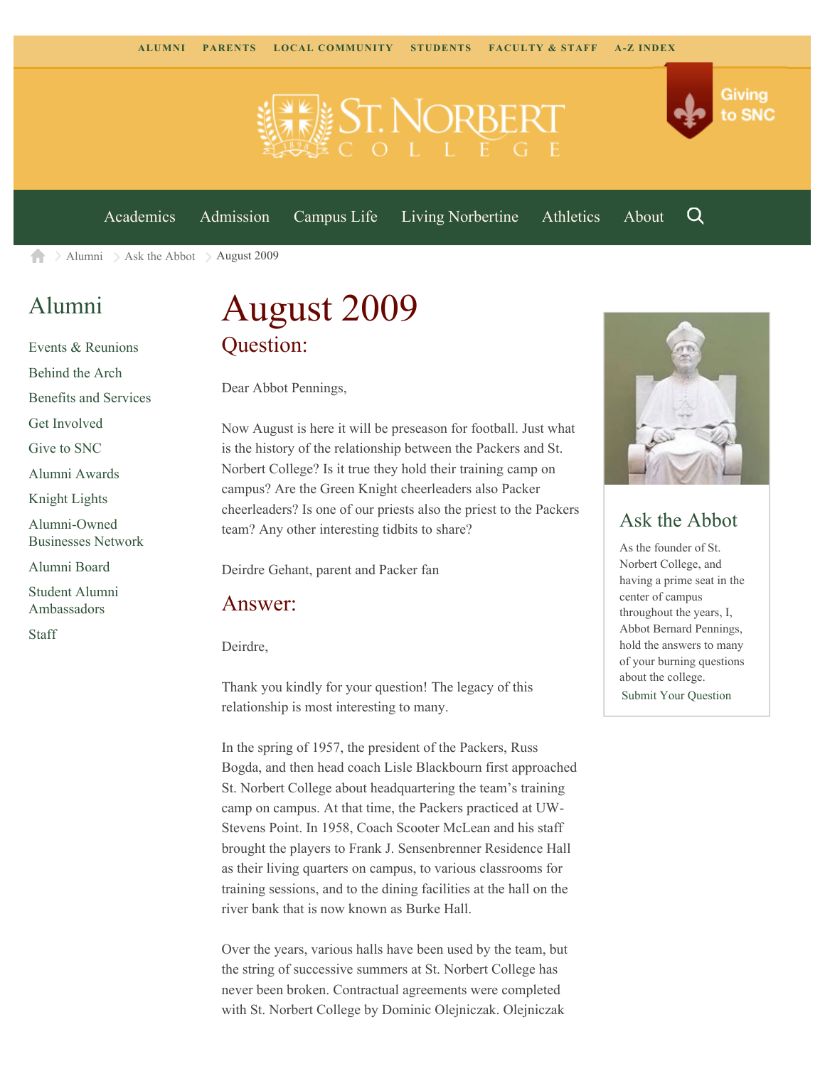ALUMNI PARENTS LOCAL COMMUNITY STUDENTS FACULTY & STAFF A-Z INDEX

Giving to SNC

Academics Admission Campus Life Living Norbertine Athletics About

Alumni > Ask the Abbot > August 2009

## Alumni

- Events & Reunions
- Behind the Arch
- Benefits and Services
- Get Involved
- Give to SNC
- Alumni Awards
- Knight Lights
- Alumni-Owned Businesses Network
- Alumni Board
- Student Alumni Ambassadors
- Staff

# August 2009

## Question:

Dear Abbot Pennings,

Now August is here it will be preseason for football. Just what is the history of the relationship between the Packers and St. Norbert College? Is it true they hold their training camp on campus? Are the Green Knight cheerleaders also Packer cheerleaders? Is one of our priests also the priest to the Packers team? Any other interesting tidbits to share?

Deirdre Gehant, parent and Packer fan

## Answer:

Deirdre,

Thank you kindly for your question! The legacy of this relationship is most interesting to many.

In the spring of 1957, the president of the Packers, Russ Bogda, and then head coach Lisle Blackbourn first approached St. Norbert College about headquartering the team's training camp on campus. At that time, the Packers practiced at UW-Stevens Point. In 1958, Coach Scooter McLean and his staff brought the players to Frank J. Sensenbrenner Residence Hall as their living quarters on campus, to various classrooms for training sessions, and to the dining facilities at the hall on the river bank that is now known as Burke Hall.

Over the years, various halls have been used by the team, but the string of successive summers at St. Norbert College has never been broken. Contractual agreements were completed with St. Norbert College by Dominic Olejniczak. Olejniczak

## Ask the Abbot

As the founder of St. Norbert College, and having a prime seat in the center of campus throughout the years, I, Abbot Bernard Pennings, hold the answers to many of your burning questions about the college.

Submit Your Question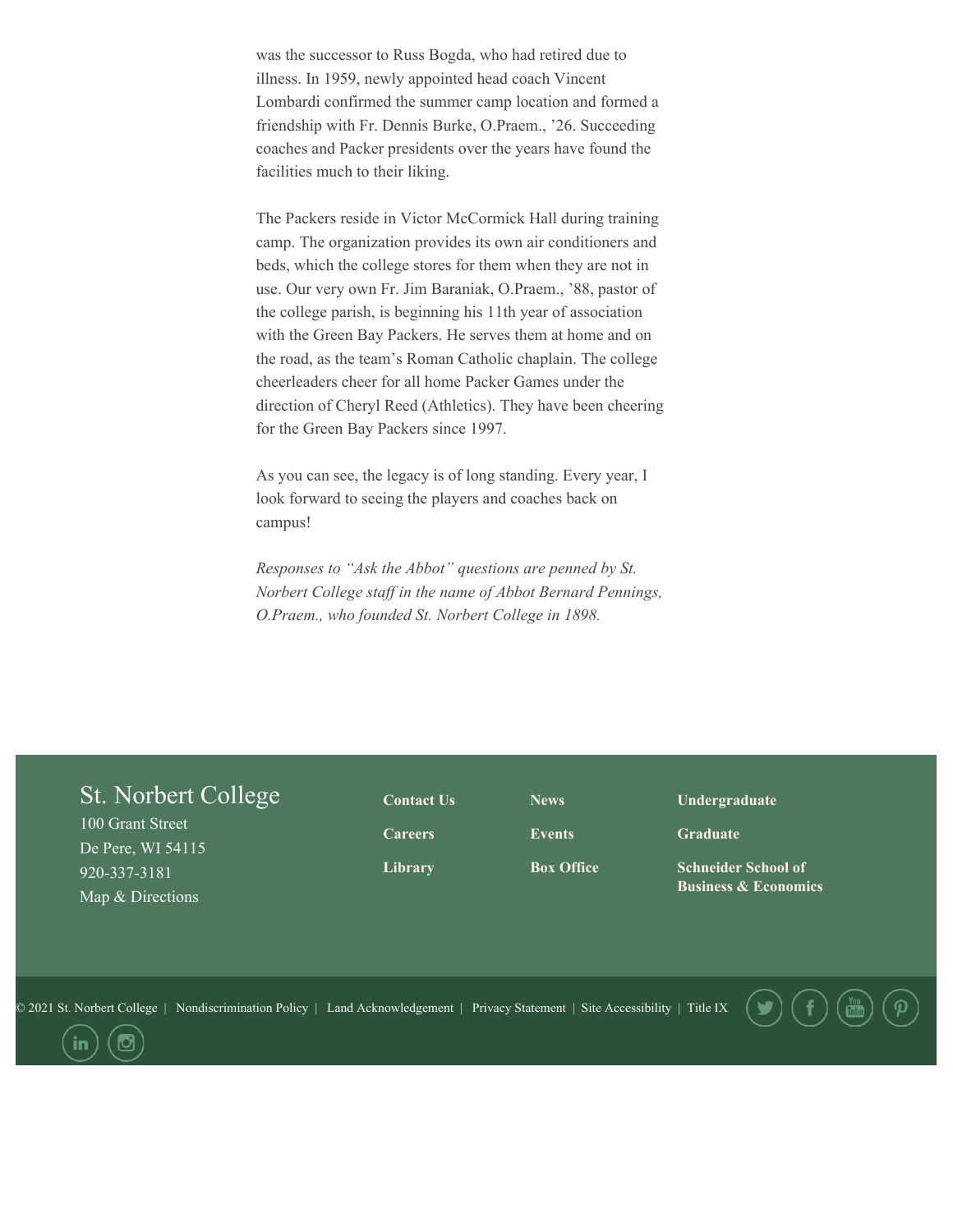was the successor to Russ Bogda, who had retired due to illness. In 1959, newly appointed head coach Vincent Lombardi confirmed the summer camp location and formed a friendship with Fr. Dennis Burke, O.Praem., ’26. Succeeding coaches and Packer presidents over the years have found the facilities much to their liking.

The Packers reside in Victor McCormick Hall during training camp. The organization provides its own air conditioners and beds, which the college stores for them when they are not in use. Our very own Fr. Jim Baraniak, O.Praem., ’88, pastor of the college parish, is beginning his 11th year of association with the Green Bay Packers. He serves them at home and on the road, as the team’s Roman Catholic chaplain. The college cheerleaders cheer for all home Packer Games under the direction of Cheryl Reed (Athletics). They have been cheering for the Green Bay Packers since 1997.

As you can see, the legacy is of long standing. Every year, I look forward to seeing the players and coaches back on campus!

*Responses to “Ask the Abbot” questions are penned by St. Norbert College staff in the name of Abbot Bernard Pennings, O.Praem., who founded St. Norbert College in 1898.*

St. Norbert College
100 Grant Street
De Pere, WI 54115
920-337-3181
Map & Directions

**Contact Us**
**Careers**
**Library**

**News**
**Events**
**Box Office**

**Undergraduate**
**Graduate**
**Schneider School of Business & Economics**

© 2021 St. Norbert College | Nondiscrimination Policy | Land Acknowledgement | Privacy Statement | Site Accessibility | Title IX